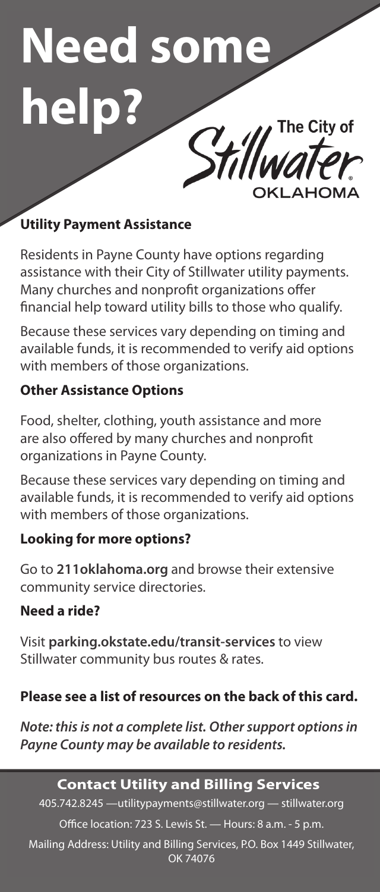# Need some help?

The City of Stillwater OKLAHOMA

### Utility Payment Assistance

Residents in Payne County have options regarding assistance with their City of Stillwater utility payments. Many churches and nonprofit organizations offer financial help toward utility bills to those who qualify.

Because these services vary depending on timing and available funds, it is recommended to verify aid options with members of those organizations.

### Other Assistance Options

Food, shelter, clothing, youth assistance and more are also offered by many churches and nonprofit organizations in Payne County.

Because these services vary depending on timing and available funds, it is recommended to verify aid options with members of those organizations.

### Looking for more options?

Go to **211oklahoma.org** and browse their extensive community service directories.

### Need a ride?

Visit **parking.okstate.edu/transit-services** to view Stillwater community bus routes & rates.

**Please see a list of resources on the back of this card.**

***Note: this is not a complete list. Other support options in Payne County may be available to residents.***

## Contact Utility and Billing Services

405.742.8245 —utilitypayments@stillwater.org — stillwater.org

Office location: 723 S. Lewis St. — Hours: 8 a.m. - 5 p.m.

Mailing Address: Utility and Billing Services, P.O. Box 1449 Stillwater, OK 74076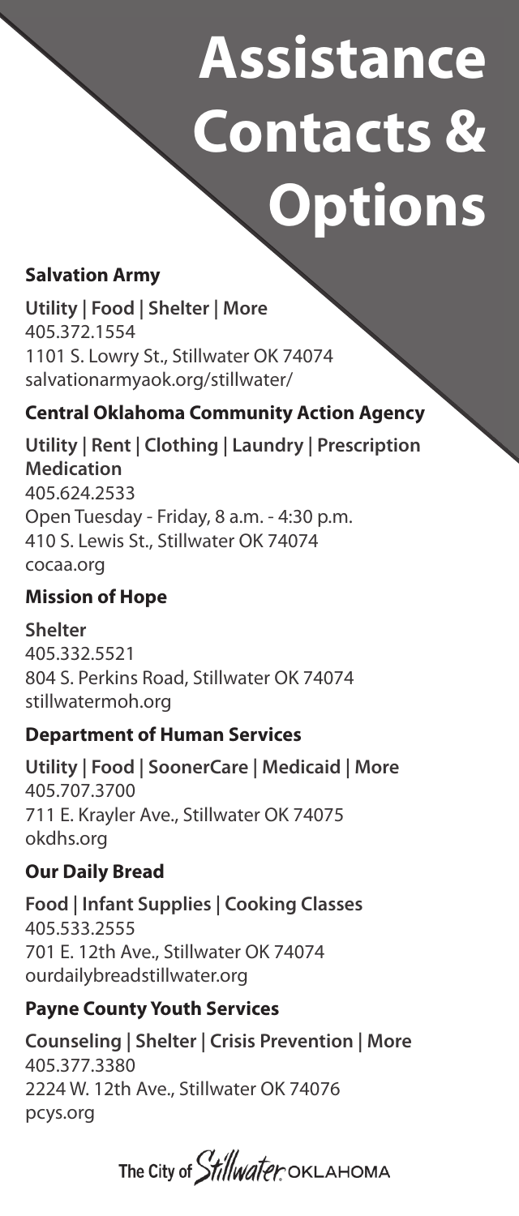# Assistance Contacts & Options

**Salvation Army**

**Utility | Food | Shelter | More**
405.372.1554
1101 S. Lowry St., Stillwater OK 74074
salvationarmyaok.org/stillwater/

**Central Oklahoma Community Action Agency**

**Utility | Rent | Clothing | Laundry | Prescription Medication**
405.624.2533
Open Tuesday - Friday, 8 a.m. - 4:30 p.m.
410 S. Lewis St., Stillwater OK 74074
cocaa.org

**Mission of Hope**

**Shelter**
405.332.5521
804 S. Perkins Road, Stillwater OK 74074
stillwatermoh.org

**Department of Human Services**

**Utility | Food | SoonerCare | Medicaid | More**
405.707.3700
711 E. Krayler Ave., Stillwater OK 74075
okdhs.org

**Our Daily Bread**

**Food | Infant Supplies | Cooking Classes**
405.533.2555
701 E. 12th Ave., Stillwater OK 74074
ourdailybreadstillwater.org

**Payne County Youth Services**

**Counseling | Shelter | Crisis Prevention | More**
405.377.3380
2224 W. 12th Ave., Stillwater OK 74076
pcys.org

The City of Stillwater OKLAHOMA